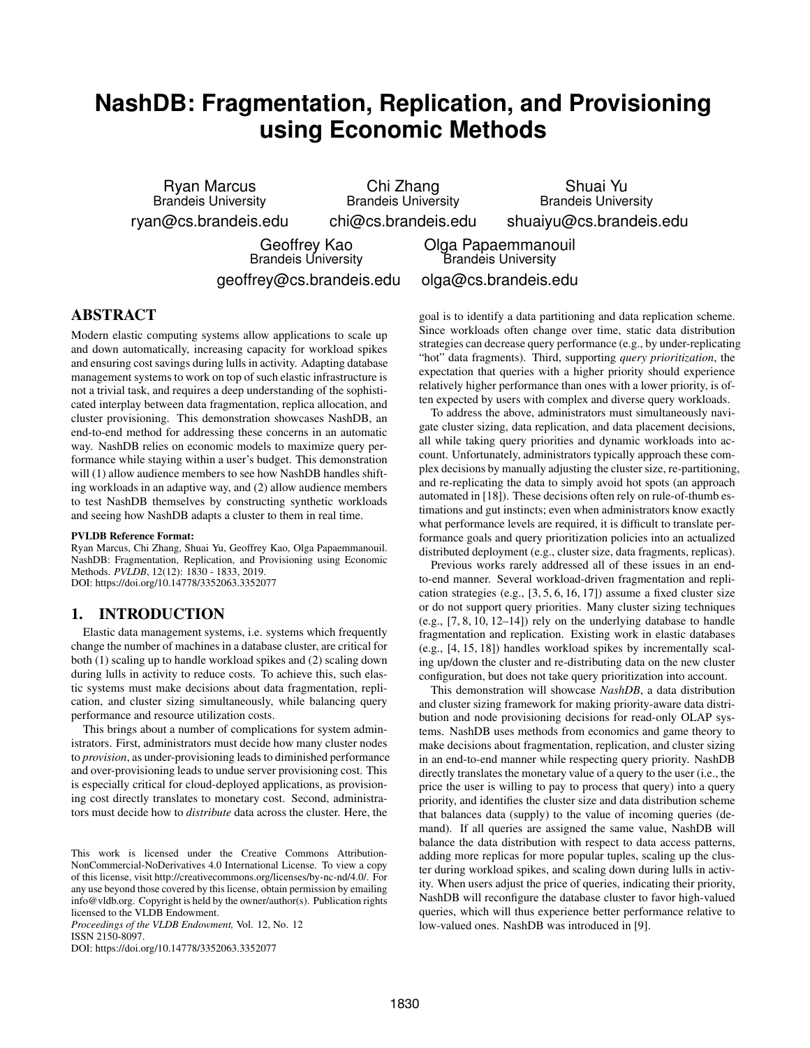# NashDB: Fragmentation, Replication, and Provisioning using Economic Methods

Ryan Marcus
Brandeis University
ryan@cs.brandeis.edu

Chi Zhang
Brandeis University
chi@cs.brandeis.edu

Shuai Yu
Brandeis University
shuaiyu@cs.brandeis.edu

Geoffrey Kao
Brandeis University
geoffrey@cs.brandeis.edu

Olga Papaemmanouil
Brandeis University
olga@cs.brandeis.edu

## ABSTRACT

Modern elastic computing systems allow applications to scale up and down automatically, increasing capacity for workload spikes and ensuring cost savings during lulls in activity. Adapting database management systems to work on top of such elastic infrastructure is not a trivial task, and requires a deep understanding of the sophisticated interplay between data fragmentation, replica allocation, and cluster provisioning. This demonstration showcases NashDB, an end-to-end method for addressing these concerns in an automatic way. NashDB relies on economic models to maximize query performance while staying within a user's budget. This demonstration will (1) allow audience members to see how NashDB handles shifting workloads in an adaptive way, and (2) allow audience members to test NashDB themselves by constructing synthetic workloads and seeing how NashDB adapts a cluster to them in real time.

**PVLDB Reference Format:**
Ryan Marcus, Chi Zhang, Shuai Yu, Geoffrey Kao, Olga Papaemmanouil. NashDB: Fragmentation, Replication, and Provisioning using Economic Methods. *PVLDB*, 12(12): 1830 - 1833, 2019.
DOI: https://doi.org/10.14778/3352063.3352077

## 1. INTRODUCTION

Elastic data management systems, i.e. systems which frequently change the number of machines in a database cluster, are critical for both (1) scaling up to handle workload spikes and (2) scaling down during lulls in activity to reduce costs. To achieve this, such elastic systems must make decisions about data fragmentation, replication, and cluster sizing simultaneously, while balancing query performance and resource utilization costs.

This brings about a number of complications for system administrators. First, administrators must decide how many cluster nodes to *provision*, as under-provisioning leads to diminished performance and over-provisioning leads to undue server provisioning cost. This is especially critical for cloud-deployed applications, as provisioning cost directly translates to monetary cost. Second, administrators must decide how to *distribute* data across the cluster. Here, the goal is to identify a data partitioning and data replication scheme. Since workloads often change over time, static data distribution strategies can decrease query performance (e.g., by under-replicating "hot" data fragments). Third, supporting *query prioritization*, the expectation that queries with a higher priority should experience relatively higher performance than ones with a lower priority, is often expected by users with complex and diverse query workloads.

To address the above, administrators must simultaneously navigate cluster sizing, data replication, and data placement decisions, all while taking query priorities and dynamic workloads into account. Unfortunately, administrators typically approach these complex decisions by manually adjusting the cluster size, re-partitioning, and re-replicating the data to simply avoid hot spots (an approach automated in [18]). These decisions often rely on rule-of-thumb estimations and gut instincts; even when administrators know exactly what performance levels are required, it is difficult to translate performance goals and query prioritization policies into an actualized distributed deployment (e.g., cluster size, data fragments, replicas).

Previous works rarely addressed all of these issues in an end-to-end manner. Several workload-driven fragmentation and replication strategies (e.g., [3, 5, 6, 16, 17]) assume a fixed cluster size or do not support query priorities. Many cluster sizing techniques (e.g., [7, 8, 10, 12–14]) rely on the underlying database to handle fragmentation and replication. Existing work in elastic databases (e.g., [4, 15, 18]) handles workload spikes by incrementally scaling up/down the cluster and re-distributing data on the new cluster configuration, but does not take query prioritization into account.

This demonstration will showcase *NashDB*, a data distribution and cluster sizing framework for making priority-aware data distribution and node provisioning decisions for read-only OLAP systems. NashDB uses methods from economics and game theory to make decisions about fragmentation, replication, and cluster sizing in an end-to-end manner while respecting query priority. NashDB directly translates the monetary value of a query to the user (i.e., the price the user is willing to pay to process that query) into a query priority, and identifies the cluster size and data distribution scheme that balances data (supply) to the value of incoming queries (demand). If all queries are assigned the same value, NashDB will balance the data distribution with respect to data access patterns, adding more replicas for more popular tuples, scaling up the cluster during workload spikes, and scaling down during lulls in activity. When users adjust the price of queries, indicating their priority, NashDB will reconfigure the database cluster to favor high-valued queries, which will thus experience better performance relative to low-valued ones. NashDB was introduced in [9].

This work is licensed under the Creative Commons Attribution-NonCommercial-NoDerivatives 4.0 International License. To view a copy of this license, visit http://creativecommons.org/licenses/by-nc-nd/4.0/. For any use beyond those covered by this license, obtain permission by emailing info@vldb.org. Copyright is held by the owner/author(s). Publication rights licensed to the VLDB Endowment.
*Proceedings of the VLDB Endowment,* Vol. 12, No. 12
ISSN 2150-8097.
DOI: https://doi.org/10.14778/3352063.3352077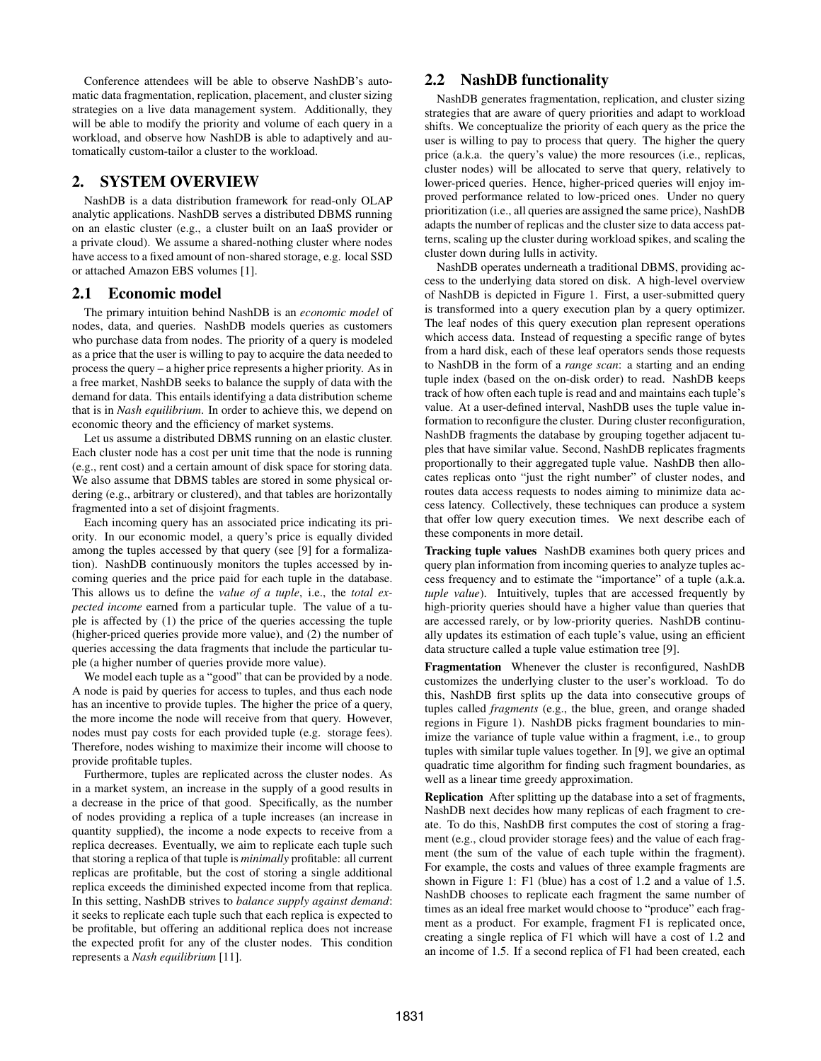Conference attendees will be able to observe NashDB's automatic data fragmentation, replication, placement, and cluster sizing strategies on a live data management system. Additionally, they will be able to modify the priority and volume of each query in a workload, and observe how NashDB is able to adaptively and automatically custom-tailor a cluster to the workload.

## 2. SYSTEM OVERVIEW

NashDB is a data distribution framework for read-only OLAP analytic applications. NashDB serves a distributed DBMS running on an elastic cluster (e.g., a cluster built on an IaaS provider or a private cloud). We assume a shared-nothing cluster where nodes have access to a fixed amount of non-shared storage, e.g. local SSD or attached Amazon EBS volumes [1].

### 2.1 Economic model

The primary intuition behind NashDB is an *economic model* of nodes, data, and queries. NashDB models queries as customers who purchase data from nodes. The priority of a query is modeled as a price that the user is willing to pay to acquire the data needed to process the query – a higher price represents a higher priority. As in a free market, NashDB seeks to balance the supply of data with the demand for data. This entails identifying a data distribution scheme that is in *Nash equilibrium*. In order to achieve this, we depend on economic theory and the efficiency of market systems.

Let us assume a distributed DBMS running on an elastic cluster. Each cluster node has a cost per unit time that the node is running (e.g., rent cost) and a certain amount of disk space for storing data. We also assume that DBMS tables are stored in some physical ordering (e.g., arbitrary or clustered), and that tables are horizontally fragmented into a set of disjoint fragments.

Each incoming query has an associated price indicating its priority. In our economic model, a query's price is equally divided among the tuples accessed by that query (see [9] for a formalization). NashDB continuously monitors the tuples accessed by incoming queries and the price paid for each tuple in the database. This allows us to define the *value of a tuple*, i.e., the *total expected income* earned from a particular tuple. The value of a tuple is affected by (1) the price of the queries accessing the tuple (higher-priced queries provide more value), and (2) the number of queries accessing the data fragments that include the particular tuple (a higher number of queries provide more value).

We model each tuple as a "good" that can be provided by a node. A node is paid by queries for access to tuples, and thus each node has an incentive to provide tuples. The higher the price of a query, the more income the node will receive from that query. However, nodes must pay costs for each provided tuple (e.g. storage fees). Therefore, nodes wishing to maximize their income will choose to provide profitable tuples.

Furthermore, tuples are replicated across the cluster nodes. As in a market system, an increase in the supply of a good results in a decrease in the price of that good. Specifically, as the number of nodes providing a replica of a tuple increases (an increase in quantity supplied), the income a node expects to receive from a replica decreases. Eventually, we aim to replicate each tuple such that storing a replica of that tuple is *minimally* profitable: all current replicas are profitable, but the cost of storing a single additional replica exceeds the diminished expected income from that replica. In this setting, NashDB strives to *balance supply against demand*: it seeks to replicate each tuple such that each replica is expected to be profitable, but offering an additional replica does not increase the expected profit for any of the cluster nodes. This condition represents a *Nash equilibrium* [11].

### 2.2 NashDB functionality

NashDB generates fragmentation, replication, and cluster sizing strategies that are aware of query priorities and adapt to workload shifts. We conceptualize the priority of each query as the price the user is willing to pay to process that query. The higher the query price (a.k.a. the query's value) the more resources (i.e., replicas, cluster nodes) will be allocated to serve that query, relatively to lower-priced queries. Hence, higher-priced queries will enjoy improved performance related to low-priced ones. Under no query prioritization (i.e., all queries are assigned the same price), NashDB adapts the number of replicas and the cluster size to data access patterns, scaling up the cluster during workload spikes, and scaling the cluster down during lulls in activity.

NashDB operates underneath a traditional DBMS, providing access to the underlying data stored on disk. A high-level overview of NashDB is depicted in Figure 1. First, a user-submitted query is transformed into a query execution plan by a query optimizer. The leaf nodes of this query execution plan represent operations which access data. Instead of requesting a specific range of bytes from a hard disk, each of these leaf operators sends those requests to NashDB in the form of a *range scan*: a starting and an ending tuple index (based on the on-disk order) to read. NashDB keeps track of how often each tuple is read and and maintains each tuple's value. At a user-defined interval, NashDB uses the tuple value information to reconfigure the cluster. During cluster reconfiguration, NashDB fragments the database by grouping together adjacent tuples that have similar value. Second, NashDB replicates fragments proportionally to their aggregated tuple value. NashDB then allocates replicas onto "just the right number" of cluster nodes, and routes data access requests to nodes aiming to minimize data access latency. Collectively, these techniques can produce a system that offer low query execution times. We next describe each of these components in more detail.

**Tracking tuple values** NashDB examines both query prices and query plan information from incoming queries to analyze tuples access frequency and to estimate the "importance" of a tuple (a.k.a. *tuple value*). Intuitively, tuples that are accessed frequently by high-priority queries should have a higher value than queries that are accessed rarely, or by low-priority queries. NashDB continually updates its estimation of each tuple's value, using an efficient data structure called a tuple value estimation tree [9].

**Fragmentation** Whenever the cluster is reconfigured, NashDB customizes the underlying cluster to the user's workload. To do this, NashDB first splits up the data into consecutive groups of tuples called *fragments* (e.g., the blue, green, and orange shaded regions in Figure 1). NashDB picks fragment boundaries to minimize the variance of tuple value within a fragment, i.e., to group tuples with similar tuple values together. In [9], we give an optimal quadratic time algorithm for finding such fragment boundaries, as well as a linear time greedy approximation.

**Replication** After splitting up the database into a set of fragments, NashDB next decides how many replicas of each fragment to create. To do this, NashDB first computes the cost of storing a fragment (e.g., cloud provider storage fees) and the value of each fragment (the sum of the value of each tuple within the fragment). For example, the costs and values of three example fragments are shown in Figure 1: F1 (blue) has a cost of 1.2 and a value of 1.5. NashDB chooses to replicate each fragment the same number of times as an ideal free market would choose to "produce" each fragment as a product. For example, fragment F1 is replicated once, creating a single replica of F1 which will have a cost of 1.2 and an income of 1.5. If a second replica of F1 had been created, each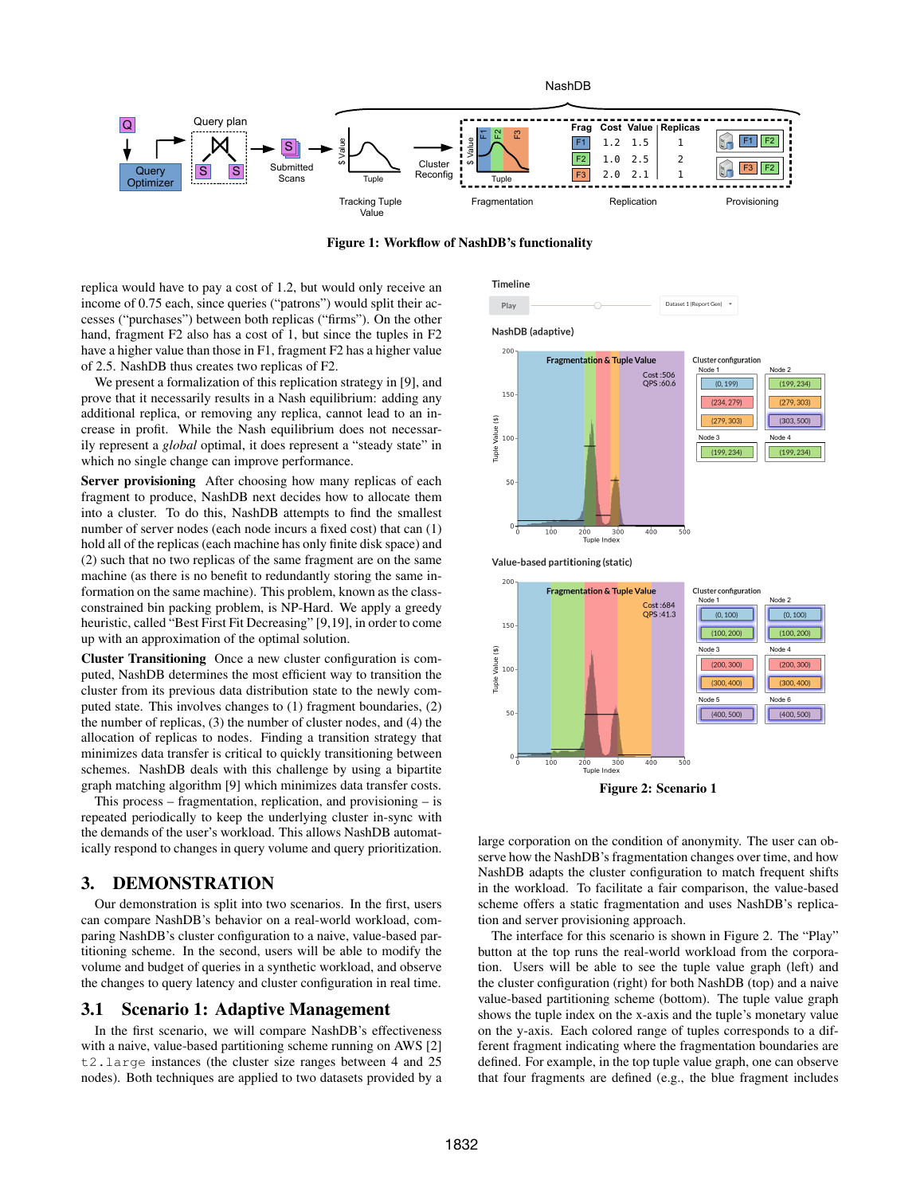**Figure 1: Workflow of NashDB's functionality**

replica would have to pay a cost of 1.2, but would only receive an income of 0.75 each, since queries ("patrons") would split their accesses ("purchases") between both replicas ("firms"). On the other hand, fragment F2 also has a cost of 1, but since the tuples in F2 have a higher value than those in F1, fragment F2 has a higher value of 2.5. NashDB thus creates two replicas of F2.

We present a formalization of this replication strategy in [9], and prove that it necessarily results in a Nash equilibrium: adding any additional replica, or removing any replica, cannot lead to an increase in profit. While the Nash equilibrium does not necessarily represent a *global* optimal, it does represent a "steady state" in which no single change can improve performance.

**Server provisioning** After choosing how many replicas of each fragment to produce, NashDB next decides how to allocate them into a cluster. To do this, NashDB attempts to find the smallest number of server nodes (each node incurs a fixed cost) that can (1) hold all of the replicas (each machine has only finite disk space) and (2) such that no two replicas of the same fragment are on the same machine (as there is no benefit to redundantly storing the same information on the same machine). This problem, known as the class-constrained bin packing problem, is NP-Hard. We apply a greedy heuristic, called "Best First Fit Decreasing" [9,19], in order to come up with an approximation of the optimal solution.

**Cluster Transitioning** Once a new cluster configuration is computed, NashDB determines the most efficient way to transition the cluster from its previous data distribution state to the newly computed state. This involves changes to (1) fragment boundaries, (2) the number of replicas, (3) the number of cluster nodes, and (4) the allocation of replicas to nodes. Finding a transition strategy that minimizes data transfer is critical to quickly transitioning between schemes. NashDB deals with this challenge by using a bipartite graph matching algorithm [9] which minimizes data transfer costs.

This process – fragmentation, replication, and provisioning – is repeated periodically to keep the underlying cluster in-sync with the demands of the user's workload. This allows NashDB automatically respond to changes in query volume and query prioritization.

## 3. DEMONSTRATION

Our demonstration is split into two scenarios. In the first, users can compare NashDB's behavior on a real-world workload, comparing NashDB's cluster configuration to a naive, value-based partitioning scheme. In the second, users will be able to modify the volume and budget of queries in a synthetic workload, and observe the changes to query latency and cluster configuration in real time.

### 3.1 Scenario 1: Adaptive Management

In the first scenario, we will compare NashDB's effectiveness with a naive, value-based partitioning scheme running on AWS [2] `t2.large` instances (the cluster size ranges between 4 and 25 nodes). Both techniques are applied to two datasets provided by a large corporation on the condition of anonymity. The user can observe the NashDB's fragmentation changes over time, and how NashDB adapts the cluster configuration to match frequent shifts in the workload. To facilitate a fair comparison, the value-based scheme offers a static fragmentation and uses NashDB's replication and server provisioning approach.

**Figure 2: Scenario 1**

The interface for this scenario is shown in Figure 2. The "Play" button at the top runs the real-world workload from the corporation. Users will be able to see the tuple value graph (left) and the cluster configuration (right) for both NashDB (top) and a naive value-based partitioning scheme (bottom). The tuple value graph shows the tuple index on the x-axis and the tuple's monetary value on the y-axis. Each colored range of tuples corresponds to a different fragment indicating where the fragmentation boundaries are defined. For example, in the top tuple value graph, one can observe that four fragments are defined (e.g., the blue fragment includes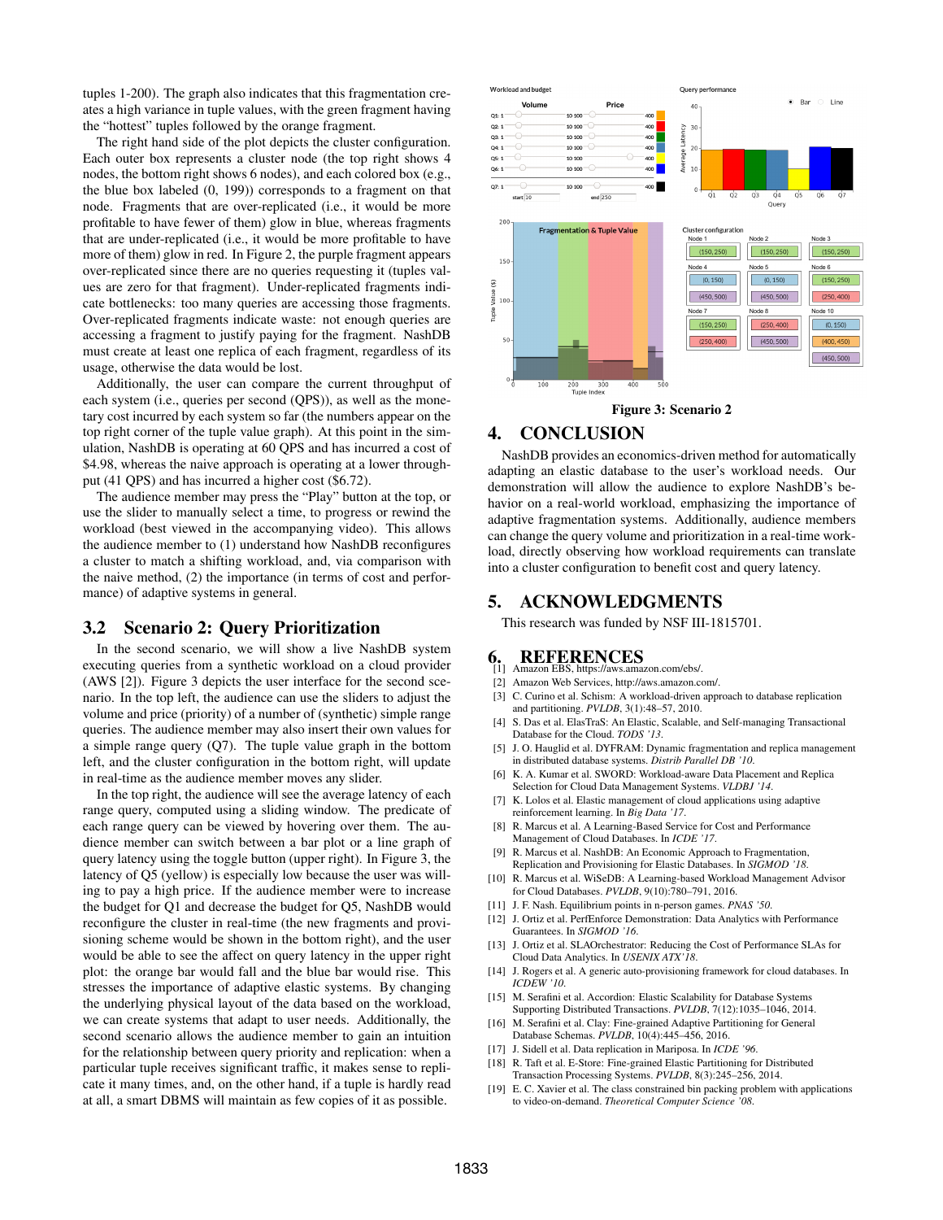tuples 1-200). The graph also indicates that this fragmentation creates a high variance in tuple values, with the green fragment having the "hottest" tuples followed by the orange fragment.

The right hand side of the plot depicts the cluster configuration. Each outer box represents a cluster node (the top right shows 4 nodes, the bottom right shows 6 nodes), and each colored box (e.g., the blue box labeled (0, 199)) corresponds to a fragment on that node. Fragments that are over-replicated (i.e., it would be more profitable to have fewer of them) glow in blue, whereas fragments that are under-replicated (i.e., it would be more profitable to have more of them) glow in red. In Figure 2, the purple fragment appears over-replicated since there are no queries requesting it (tuples values are zero for that fragment). Under-replicated fragments indicate bottlenecks: too many queries are accessing those fragments. Over-replicated fragments indicate waste: not enough queries are accessing a fragment to justify paying for the fragment. NashDB must create at least one replica of each fragment, regardless of its usage, otherwise the data would be lost.

Additionally, the user can compare the current throughput of each system (i.e., queries per second (QPS)), as well as the monetary cost incurred by each system so far (the numbers appear on the top right corner of the tuple value graph). At this point in the simulation, NashDB is operating at 60 QPS and has incurred a cost of \$4.98, whereas the naive approach is operating at a lower throughput (41 QPS) and has incurred a higher cost (\$6.72).

The audience member may press the "Play" button at the top, or use the slider to manually select a time, to progress or rewind the workload (best viewed in the accompanying video). This allows the audience member to (1) understand how NashDB reconfigures a cluster to match a shifting workload, and, via comparison with the naive method, (2) the importance (in terms of cost and performance) of adaptive systems in general.

### 3.2 Scenario 2: Query Prioritization

In the second scenario, we will show a live NashDB system executing queries from a synthetic workload on a cloud provider (AWS [2]). Figure 3 depicts the user interface for the second scenario. In the top left, the audience can use the sliders to adjust the volume and price (priority) of a number of (synthetic) simple range queries. The audience member may also insert their own values for a simple range query (Q7). The tuple value graph in the bottom left, and the cluster configuration in the bottom right, will update in real-time as the audience member moves any slider.

In the top right, the audience will see the average latency of each range query, computed using a sliding window. The predicate of each range query can be viewed by hovering over them. The audience member can switch between a bar plot or a line graph of query latency using the toggle button (upper right). In Figure 3, the latency of Q5 (yellow) is especially low because the user was willing to pay a high price. If the audience member were to increase the budget for Q1 and decrease the budget for Q5, NashDB would reconfigure the cluster in real-time (the new fragments and provisioning scheme would be shown in the bottom right), and the user would be able to see the affect on query latency in the upper right plot: the orange bar would fall and the blue bar would rise. This stresses the importance of adaptive elastic systems. By changing the underlying physical layout of the data based on the workload, we can create systems that adapt to user needs. Additionally, the second scenario allows the audience member to gain an intuition for the relationship between query priority and replication: when a particular tuple receives significant traffic, it makes sense to replicate it many times, and, on the other hand, if a tuple is hardly read at all, a smart DBMS will maintain as few copies of it as possible.

Workload and budget
Volume Price
Q1: 1 10 100 10 100 400
Q2: 1 10 100 10 100 400
Q3: 1 10 100 10 100 400
Q4: 1 10 100 10 100 400
Q5: 1 10 100 10 100 400
Q6: 1 10 100 10 100 400
Q7: 1 10 100 10 100 400
start 10 end 250

Query performance
Bar Line
Average Latency
Q1 Q2 Q3 Q4 Q5 Q6 Q7
Query

Fragmentation & Tuple Value
Tuple Value (\$)
Tuple Index

Cluster configuration
Node 1: (150, 250)
Node 2: (150, 250)
Node 3: (150, 250)
Node 4: (0, 150) (450, 500)
Node 5: (0, 150) (450, 500)
Node 6: (150, 250) (250, 400)
Node 7: (150, 250) (250, 400)
Node 8: (250, 400) (450, 500)
Node 10: (0, 150) (400, 450) (450, 500)

**Figure 3: Scenario 2**

## 4. CONCLUSION

NashDB provides an economics-driven method for automatically adapting an elastic database to the user's workload needs. Our demonstration will allow the audience to explore NashDB's behavior on a real-world workload, emphasizing the importance of adaptive fragmentation systems. Additionally, audience members can change the query volume and prioritization in a real-time workload, directly observing how workload requirements can translate into a cluster configuration to benefit cost and query latency.

## 5. ACKNOWLEDGMENTS

This research was funded by NSF III-1815701.

## 6. REFERENCES

[1] Amazon EBS, https://aws.amazon.com/ebs/.
[2] Amazon Web Services, http://aws.amazon.com/.
[3] C. Curino et al. Schism: A workload-driven approach to database replication and partitioning. *PVLDB*, 3(1):48–57, 2010.
[4] S. Das et al. ElasTraS: An Elastic, Scalable, and Self-managing Transactional Database for the Cloud. *TODS '13*.
[5] J. O. Hauglid et al. DYFRAM: Dynamic fragmentation and replica management in distributed database systems. *Distrib Parallel DB '10*.
[6] K. A. Kumar et al. SWORD: Workload-aware Data Placement and Replica Selection for Cloud Data Management Systems. *VLDBJ '14*.
[7] K. Lolos et al. Elastic management of cloud applications using adaptive reinforcement learning. In *Big Data '17*.
[8] R. Marcus et al. A Learning-Based Service for Cost and Performance Management of Cloud Databases. In *ICDE '17*.
[9] R. Marcus et al. NashDB: An Economic Approach to Fragmentation, Replication and Provisioning for Elastic Databases. In *SIGMOD '18*.
[10] R. Marcus et al. WiSeDB: A Learning-based Workload Management Advisor for Cloud Databases. *PVLDB*, 9(10):780–791, 2016.
[11] J. F. Nash. Equilibrium points in n-person games. *PNAS '50*.
[12] J. Ortiz et al. PerfEnforce Demonstration: Data Analytics with Performance Guarantees. In *SIGMOD '16*.
[13] J. Ortiz et al. SLAOrchestrator: Reducing the Cost of Performance SLAs for Cloud Data Analytics. In *USENIX ATX'18*.
[14] J. Rogers et al. A generic auto-provisioning framework for cloud databases. In *ICDEW '10*.
[15] M. Serafini et al. Accordion: Elastic Scalability for Database Systems Supporting Distributed Transactions. *PVLDB*, 7(12):1035–1046, 2014.
[16] M. Serafini et al. Clay: Fine-grained Adaptive Partitioning for General Database Schemas. *PVLDB*, 10(4):445–456, 2016.
[17] J. Sidell et al. Data replication in Mariposa. In *ICDE '96*.
[18] R. Taft et al. E-Store: Fine-grained Elastic Partitioning for Distributed Transaction Processing Systems. *PVLDB*, 8(3):245–256, 2014.
[19] E. C. Xavier et al. The class constrained bin packing problem with applications to video-on-demand. *Theoretical Computer Science '08*.